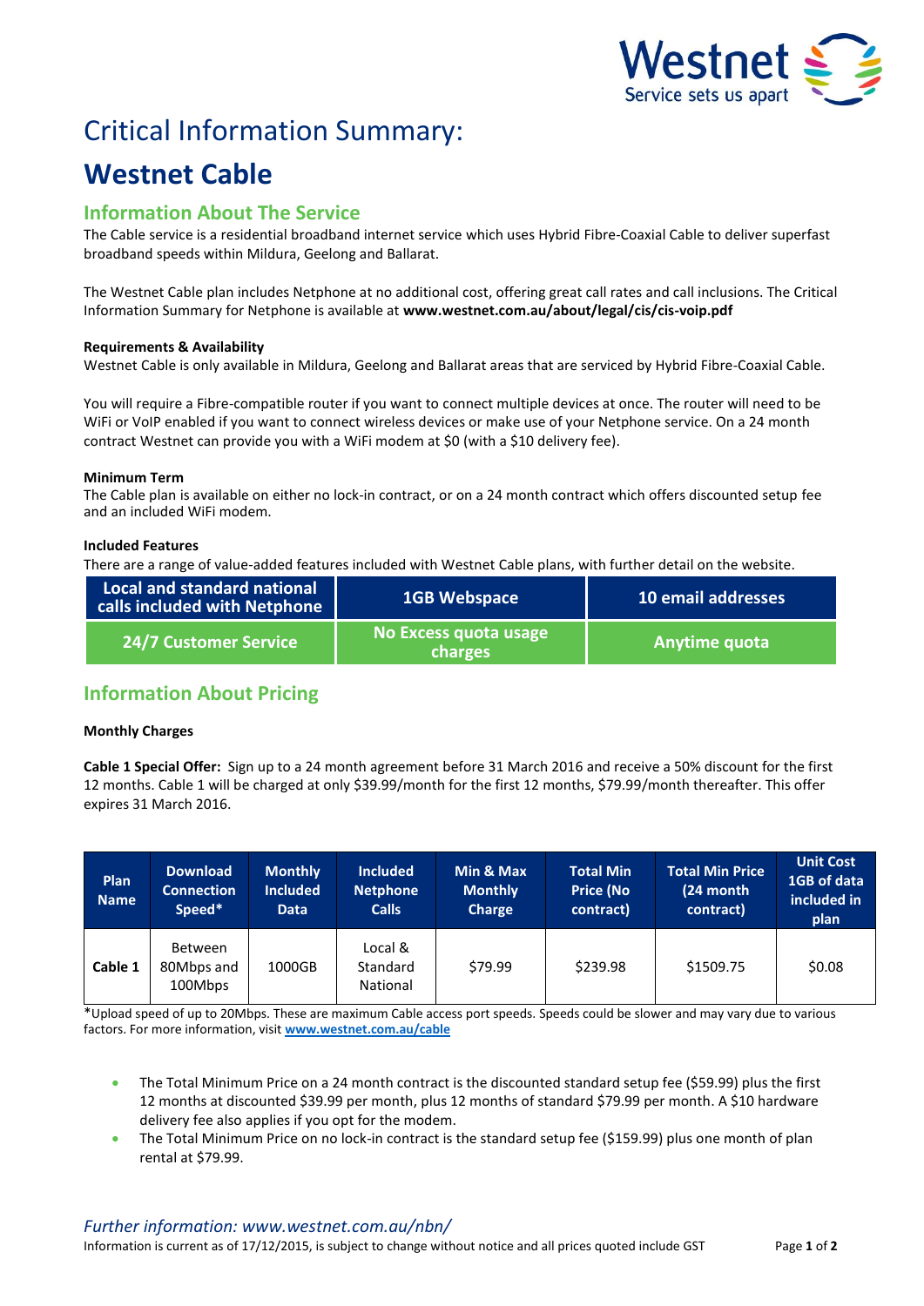Westnet
Service sets us apart

# Critical Information Summary:

# Westnet Cable

## Information About The Service

The Cable service is a residential broadband internet service which uses Hybrid Fibre-Coaxial Cable to deliver superfast broadband speeds within Mildura, Geelong and Ballarat.

The Westnet Cable plan includes Netphone at no additional cost, offering great call rates and call inclusions. The Critical Information Summary for Netphone is available at **www.westnet.com.au/about/legal/cis/cis-voip.pdf**

**Requirements & Availability**

Westnet Cable is only available in Mildura, Geelong and Ballarat areas that are serviced by Hybrid Fibre-Coaxial Cable.

You will require a Fibre-compatible router if you want to connect multiple devices at once. The router will need to be WiFi or VoIP enabled if you want to connect wireless devices or make use of your Netphone service. On a 24 month contract Westnet can provide you with a WiFi modem at $0 (with a $10 delivery fee).

**Minimum Term**

The Cable plan is available on either no lock-in contract, or on a 24 month contract which offers discounted setup fee and an included WiFi modem.

**Included Features**

There are a range of value-added features included with Westnet Cable plans, with further detail on the website.

| Local and standard national calls included with Netphone | 1GB Webspace | 10 email addresses |
|---|---|---|
| 24/7 Customer Service | No Excess quota usage charges | Anytime quota |

## Information About Pricing

**Monthly Charges**

**Cable 1 Special Offer:** Sign up to a 24 month agreement before 31 March 2016 and receive a 50% discount for the first 12 months. Cable 1 will be charged at only $39.99/month for the first 12 months, $79.99/month thereafter. This offer expires 31 March 2016.

| Plan Name | Download Connection Speed* | Monthly Included Data | Included Netphone Calls | Min & Max Monthly Charge | Total Min Price (No contract) | Total Min Price (24 month contract) | Unit Cost 1GB of data included in plan |
|---|---|---|---|---|---|---|---|
| **Cable 1** | Between 80Mbps and 100Mbps | 1000GB | Local & Standard National | $79.99 | $239.98 | $1509.75 | $0.08 |

*Upload speed of up to 20Mbps. These are maximum Cable access port speeds. Speeds could be slower and may vary due to various factors. For more information, visit **www.westnet.com.au/cable**

- The Total Minimum Price on a 24 month contract is the discounted standard setup fee ($59.99) plus the first 12 months at discounted $39.99 per month, plus 12 months of standard $79.99 per month. A $10 hardware delivery fee also applies if you opt for the modem.
- The Total Minimum Price on no lock-in contract is the standard setup fee ($159.99) plus one month of plan rental at $79.99.

*Further information: www.westnet.com.au/nbn/*

Information is current as of 17/12/2015, is subject to change without notice and all prices quoted include GST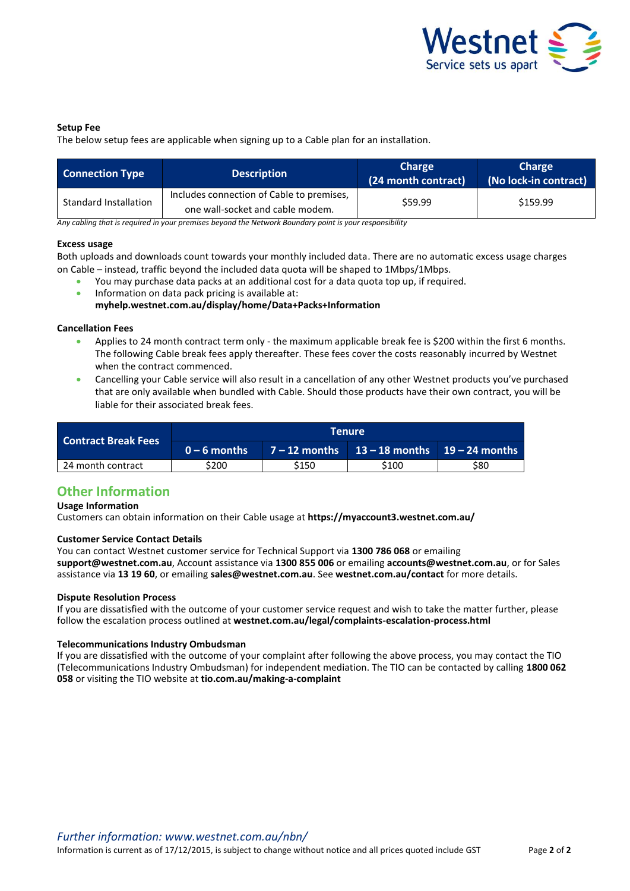**Setup Fee**

The below setup fees are applicable when signing up to a Cable plan for an installation.

| Connection Type | Description | Charge (24 month contract) | Charge (No lock-in contract) |
|---|---|---|---|
| Standard Installation | Includes connection of Cable to premises, one wall-socket and cable modem. | $59.99 | $159.99 |

*Any cabling that is required in your premises beyond the Network Boundary point is your responsibility*

**Excess usage**

Both uploads and downloads count towards your monthly included data. There are no automatic excess usage charges on Cable – instead, traffic beyond the included data quota will be shaped to 1Mbps/1Mbps.

- You may purchase data packs at an additional cost for a data quota top up, if required.
- Information on data pack pricing is available at: **myhelp.westnet.com.au/display/home/Data+Packs+Information**

**Cancellation Fees**

- Applies to 24 month contract term only - the maximum applicable break fee is $200 within the first 6 months. The following Cable break fees apply thereafter. These fees cover the costs reasonably incurred by Westnet when the contract commenced.
- Cancelling your Cable service will also result in a cancellation of any other Westnet products you've purchased that are only available when bundled with Cable. Should those products have their own contract, you will be liable for their associated break fees.

| Contract Break Fees | Tenure | | | |
|---|---|---|---|---|
| | 0 – 6 months | 7 – 12 months | 13 – 18 months | 19 – 24 months |
| 24 month contract | $200 | $150 | $100 | $80 |

## Other Information

**Usage Information**

Customers can obtain information on their Cable usage at **https://myaccount3.westnet.com.au/**

**Customer Service Contact Details**

You can contact Westnet customer service for Technical Support via **1300 786 068** or emailing **support@westnet.com.au**, Account assistance via **1300 855 006** or emailing **accounts@westnet.com.au**, or for Sales assistance via **13 19 60**, or emailing **sales@westnet.com.au**. See **westnet.com.au/contact** for more details.

**Dispute Resolution Process**

If you are dissatisfied with the outcome of your customer service request and wish to take the matter further, please follow the escalation process outlined at **westnet.com.au/legal/complaints-escalation-process.html**

**Telecommunications Industry Ombudsman**

If you are dissatisfied with the outcome of your complaint after following the above process, you may contact the TIO (Telecommunications Industry Ombudsman) for independent mediation. The TIO can be contacted by calling **1800 062 058** or visiting the TIO website at **tio.com.au/making-a-complaint**

*Further information: www.westnet.com.au/nbn/*

Information is current as of 17/12/2015, is subject to change without notice and all prices quoted include GST